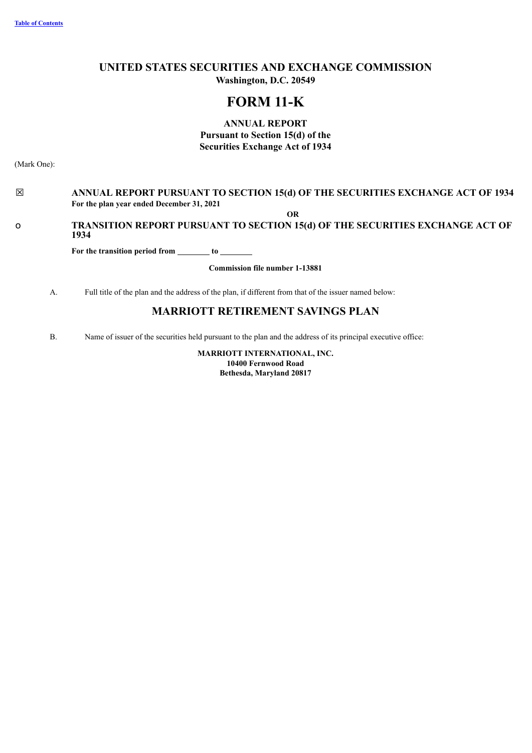[Table of Contents](#)

# UNITED STATES SECURITIES AND EXCHANGE COMMISSION

**Washington, D.C. 20549**

# FORM 11-K

**ANNUAL REPORT**
**Pursuant to Section 15(d) of the**
**Securities Exchange Act of 1934**

(Mark One):

☒ **ANNUAL REPORT PURSUANT TO SECTION 15(d) OF THE SECURITIES EXCHANGE ACT OF 1934**
**For the plan year ended December 31, 2021**

**OR**

o **TRANSITION REPORT PURSUANT TO SECTION 15(d) OF THE SECURITIES EXCHANGE ACT OF 1934**

**For the transition period from ________ to ________**

**Commission file number 1-13881**

A. Full title of the plan and the address of the plan, if different from that of the issuer named below:

## MARRIOTT RETIREMENT SAVINGS PLAN

B. Name of issuer of the securities held pursuant to the plan and the address of its principal executive office:

**MARRIOTT INTERNATIONAL, INC.**
**10400 Fernwood Road**
**Bethesda, Maryland 20817**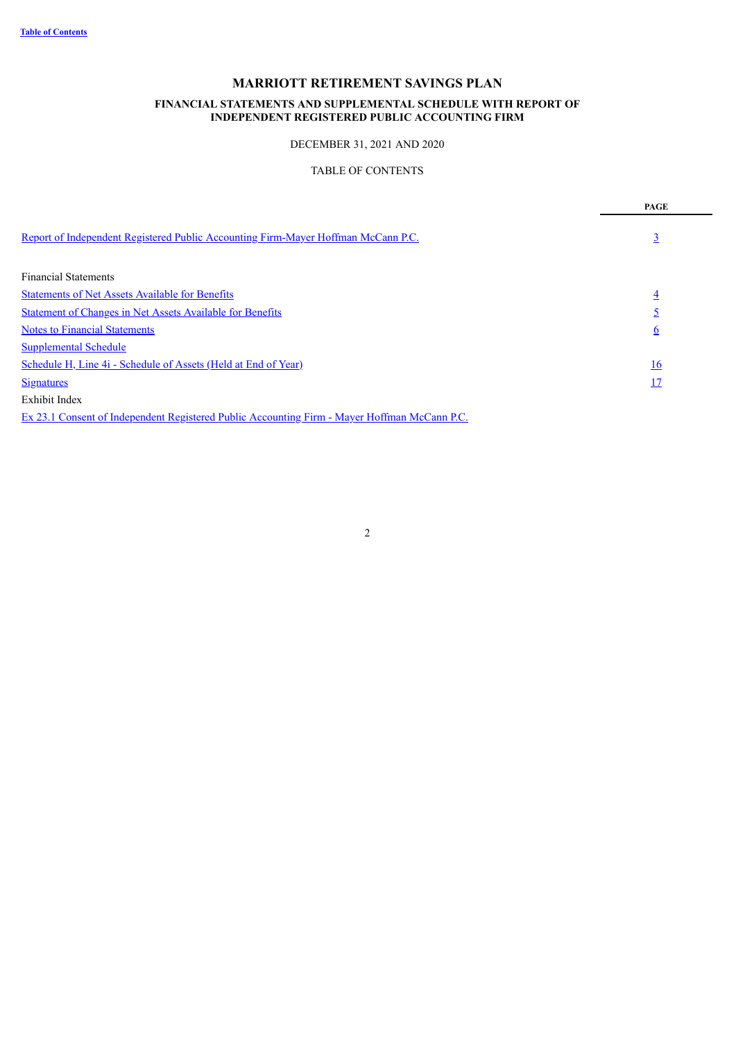# MARRIOTT RETIREMENT SAVINGS PLAN

### FINANCIAL STATEMENTS AND SUPPLEMENTAL SCHEDULE WITH REPORT OF INDEPENDENT REGISTERED PUBLIC ACCOUNTING FIRM

DECEMBER 31, 2021 AND 2020

TABLE OF CONTENTS

| | PAGE |
|---|---|
| Report of Independent Registered Public Accounting Firm-Mayer Hoffman McCann P.C. | 3 |
| Financial Statements | |
| Statements of Net Assets Available for Benefits | 4 |
| Statement of Changes in Net Assets Available for Benefits | 5 |
| Notes to Financial Statements | 6 |
| Supplemental Schedule | |
| Schedule H, Line 4i - Schedule of Assets (Held at End of Year) | 16 |
| Signatures | 17 |
| Exhibit Index | |
| Ex 23.1 Consent of Independent Registered Public Accounting Firm - Mayer Hoffman McCann P.C. | |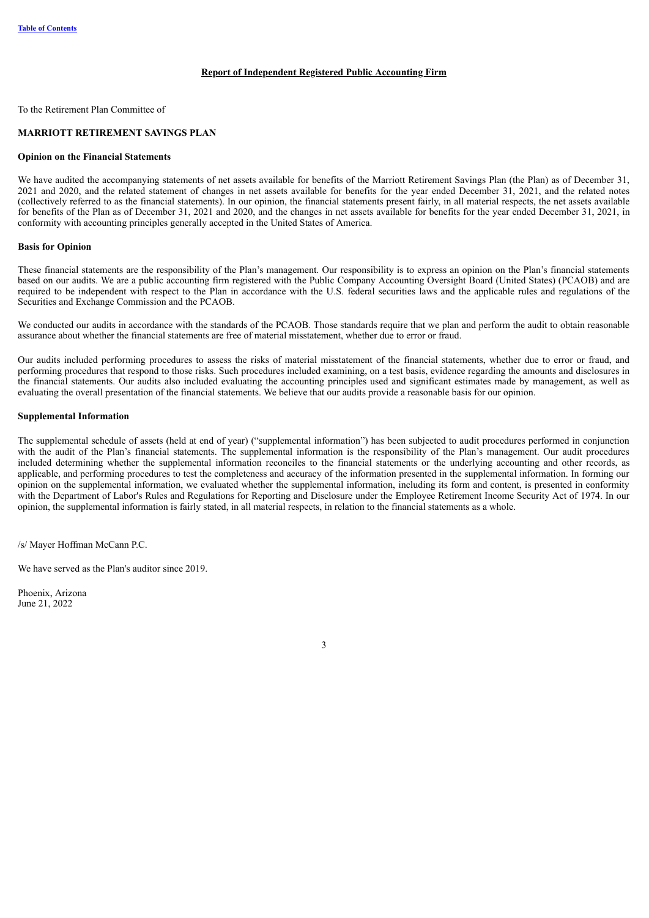## Report of Independent Registered Public Accounting Firm

To the Retirement Plan Committee of

**MARRIOTT RETIREMENT SAVINGS PLAN**

**Opinion on the Financial Statements**

We have audited the accompanying statements of net assets available for benefits of the Marriott Retirement Savings Plan (the Plan) as of December 31, 2021 and 2020, and the related statement of changes in net assets available for benefits for the year ended December 31, 2021, and the related notes (collectively referred to as the financial statements). In our opinion, the financial statements present fairly, in all material respects, the net assets available for benefits of the Plan as of December 31, 2021 and 2020, and the changes in net assets available for benefits for the year ended December 31, 2021, in conformity with accounting principles generally accepted in the United States of America.

**Basis for Opinion**

These financial statements are the responsibility of the Plan's management. Our responsibility is to express an opinion on the Plan's financial statements based on our audits. We are a public accounting firm registered with the Public Company Accounting Oversight Board (United States) (PCAOB) and are required to be independent with respect to the Plan in accordance with the U.S. federal securities laws and the applicable rules and regulations of the Securities and Exchange Commission and the PCAOB.

We conducted our audits in accordance with the standards of the PCAOB. Those standards require that we plan and perform the audit to obtain reasonable assurance about whether the financial statements are free of material misstatement, whether due to error or fraud.

Our audits included performing procedures to assess the risks of material misstatement of the financial statements, whether due to error or fraud, and performing procedures that respond to those risks. Such procedures included examining, on a test basis, evidence regarding the amounts and disclosures in the financial statements. Our audits also included evaluating the accounting principles used and significant estimates made by management, as well as evaluating the overall presentation of the financial statements. We believe that our audits provide a reasonable basis for our opinion.

**Supplemental Information**

The supplemental schedule of assets (held at end of year) ("supplemental information") has been subjected to audit procedures performed in conjunction with the audit of the Plan's financial statements. The supplemental information is the responsibility of the Plan's management. Our audit procedures included determining whether the supplemental information reconciles to the financial statements or the underlying accounting and other records, as applicable, and performing procedures to test the completeness and accuracy of the information presented in the supplemental information. In forming our opinion on the supplemental information, we evaluated whether the supplemental information, including its form and content, is presented in conformity with the Department of Labor's Rules and Regulations for Reporting and Disclosure under the Employee Retirement Income Security Act of 1974. In our opinion, the supplemental information is fairly stated, in all material respects, in relation to the financial statements as a whole.

/s/ Mayer Hoffman McCann P.C.

We have served as the Plan's auditor since 2019.

Phoenix, Arizona
June 21, 2022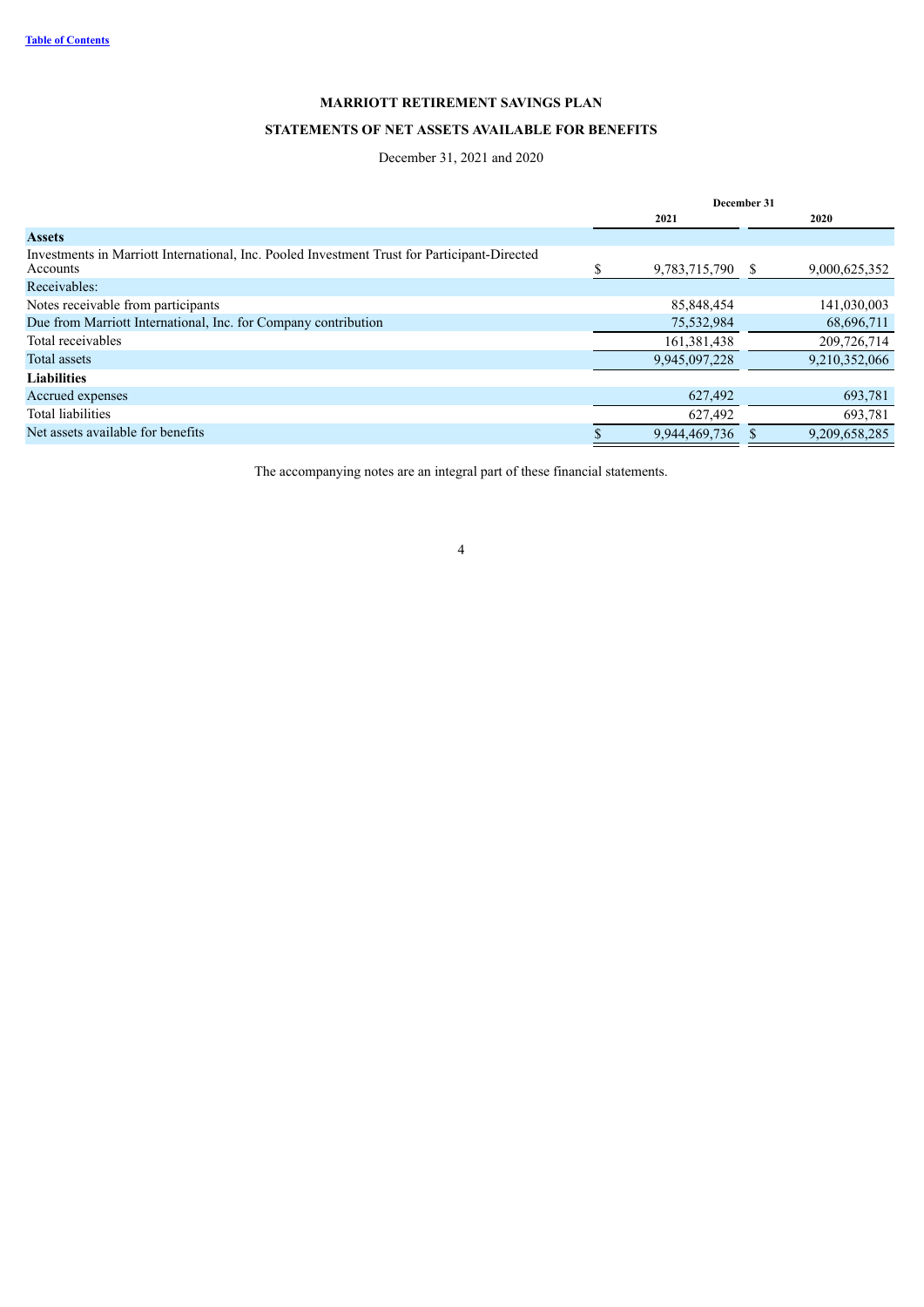**Table of Contents**

# MARRIOTT RETIREMENT SAVINGS PLAN

## STATEMENTS OF NET ASSETS AVAILABLE FOR BENEFITS

December 31, 2021 and 2020

| | December 31 | |
|---|---|---|
| | 2021 | 2020 |
| **Assets** | | |
| Investments in Marriott International, Inc. Pooled Investment Trust for Participant-Directed Accounts | $ 9,783,715,790 | $ 9,000,625,352 |
| Receivables: | | |
| Notes receivable from participants | 85,848,454 | 141,030,003 |
| Due from Marriott International, Inc. for Company contribution | 75,532,984 | 68,696,711 |
| Total receivables | 161,381,438 | 209,726,714 |
| Total assets | 9,945,097,228 | 9,210,352,066 |
| **Liabilities** | | |
| Accrued expenses | 627,492 | 693,781 |
| Total liabilities | 627,492 | 693,781 |
| Net assets available for benefits | $ 9,944,469,736 | $ 9,209,658,285 |

The accompanying notes are an integral part of these financial statements.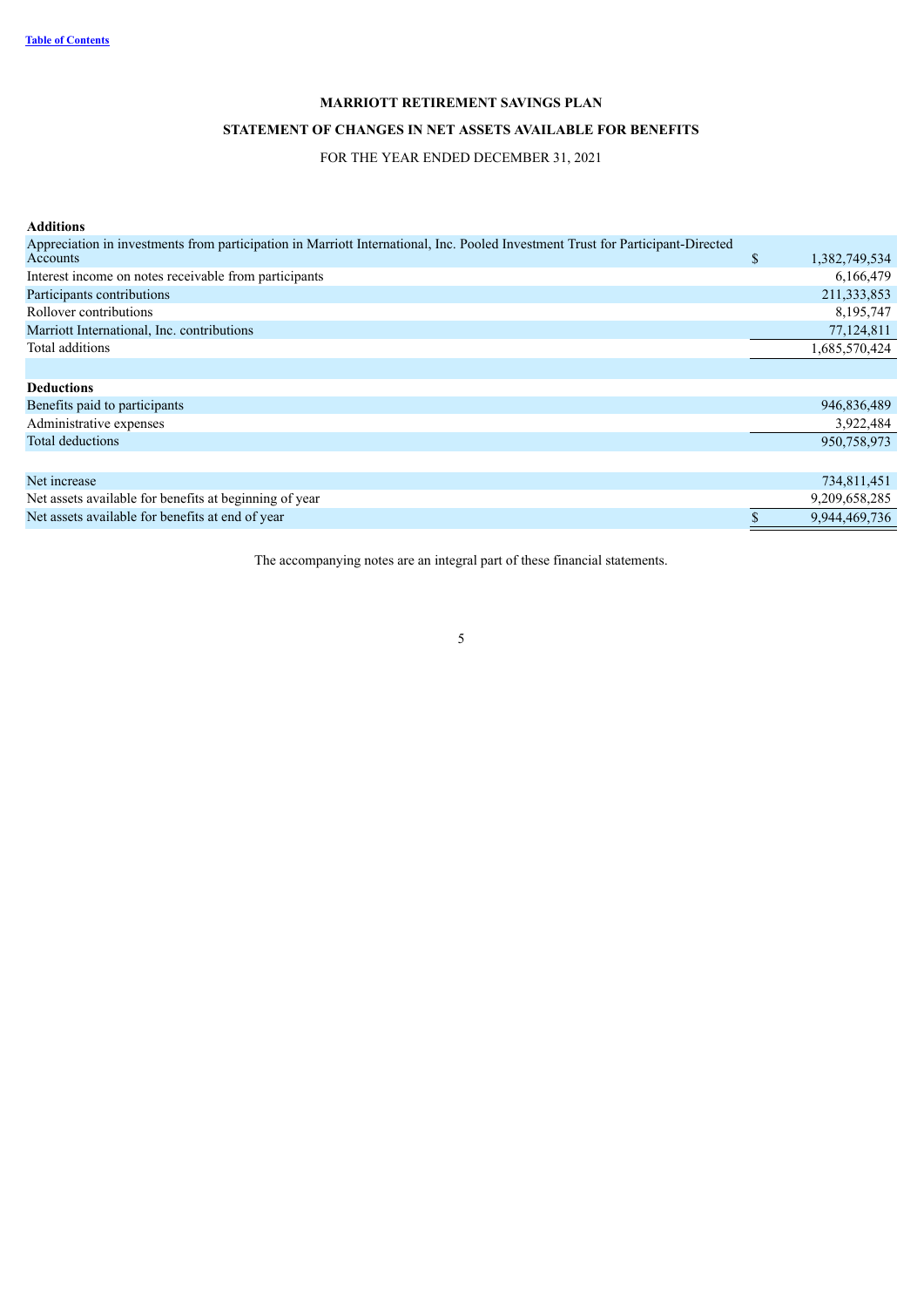**MARRIOTT RETIREMENT SAVINGS PLAN**

**STATEMENT OF CHANGES IN NET ASSETS AVAILABLE FOR BENEFITS**

FOR THE YEAR ENDED DECEMBER 31, 2021

| | |
|---|---|
| **Additions** | |
| Appreciation in investments from participation in Marriott International, Inc. Pooled Investment Trust for Participant-Directed Accounts | $ 1,382,749,534 |
| Interest income on notes receivable from participants | 6,166,479 |
| Participants contributions | 211,333,853 |
| Rollover contributions | 8,195,747 |
| Marriott International, Inc. contributions | 77,124,811 |
| Total additions | 1,685,570,424 |
| | |
| **Deductions** | |
| Benefits paid to participants | 946,836,489 |
| Administrative expenses | 3,922,484 |
| Total deductions | 950,758,973 |
| | |
| Net increase | 734,811,451 |
| Net assets available for benefits at beginning of year | 9,209,658,285 |
| Net assets available for benefits at end of year | $ 9,944,469,736 |

The accompanying notes are an integral part of these financial statements.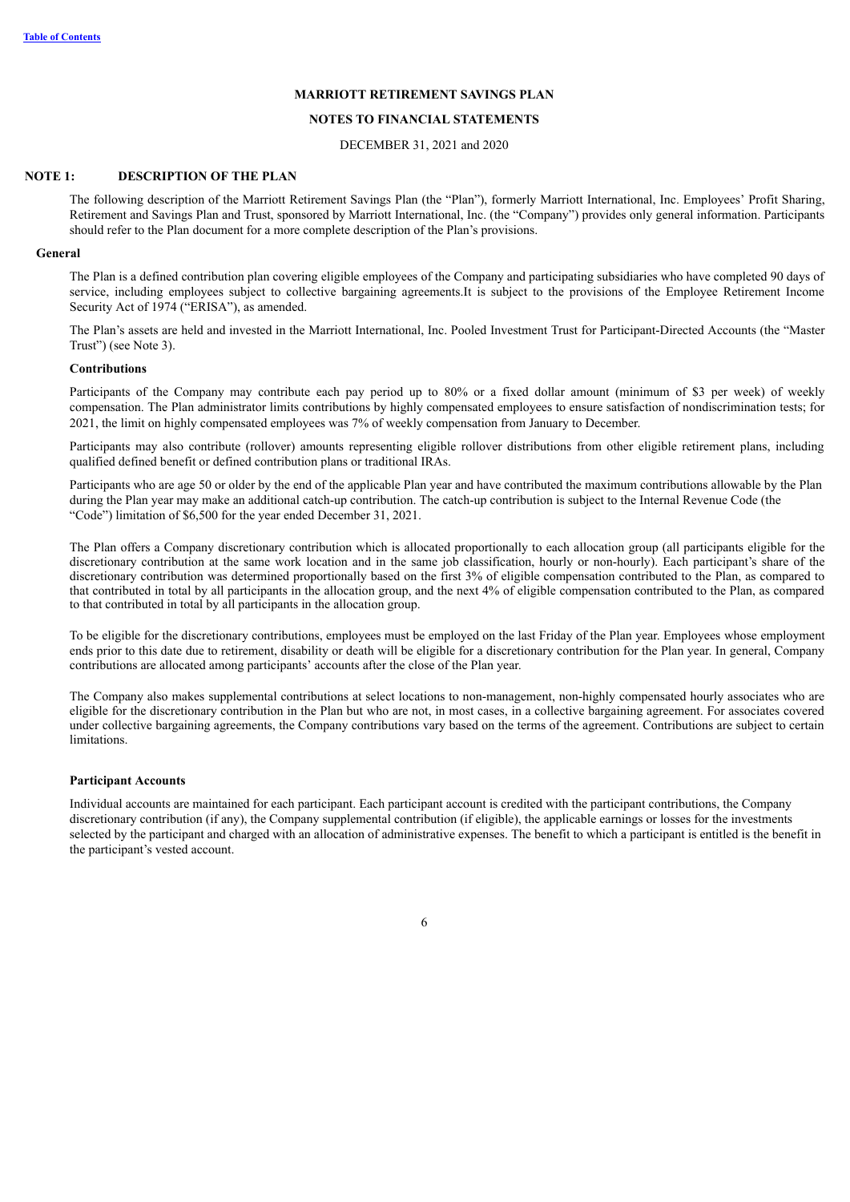**MARRIOTT RETIREMENT SAVINGS PLAN**

**NOTES TO FINANCIAL STATEMENTS**

DECEMBER 31, 2021 and 2020

## NOTE 1: DESCRIPTION OF THE PLAN

The following description of the Marriott Retirement Savings Plan (the "Plan"), formerly Marriott International, Inc. Employees' Profit Sharing, Retirement and Savings Plan and Trust, sponsored by Marriott International, Inc. (the "Company") provides only general information. Participants should refer to the Plan document for a more complete description of the Plan's provisions.

### General

The Plan is a defined contribution plan covering eligible employees of the Company and participating subsidiaries who have completed 90 days of service, including employees subject to collective bargaining agreements.It is subject to the provisions of the Employee Retirement Income Security Act of 1974 ("ERISA"), as amended.

The Plan's assets are held and invested in the Marriott International, Inc. Pooled Investment Trust for Participant-Directed Accounts (the "Master Trust") (see Note 3).

#### Contributions

Participants of the Company may contribute each pay period up to 80% or a fixed dollar amount (minimum of $3 per week) of weekly compensation. The Plan administrator limits contributions by highly compensated employees to ensure satisfaction of nondiscrimination tests; for 2021, the limit on highly compensated employees was 7% of weekly compensation from January to December.

Participants may also contribute (rollover) amounts representing eligible rollover distributions from other eligible retirement plans, including qualified defined benefit or defined contribution plans or traditional IRAs.

Participants who are age 50 or older by the end of the applicable Plan year and have contributed the maximum contributions allowable by the Plan during the Plan year may make an additional catch-up contribution. The catch-up contribution is subject to the Internal Revenue Code (the "Code") limitation of $6,500 for the year ended December 31, 2021.

The Plan offers a Company discretionary contribution which is allocated proportionally to each allocation group (all participants eligible for the discretionary contribution at the same work location and in the same job classification, hourly or non-hourly). Each participant's share of the discretionary contribution was determined proportionally based on the first 3% of eligible compensation contributed to the Plan, as compared to that contributed in total by all participants in the allocation group, and the next 4% of eligible compensation contributed to the Plan, as compared to that contributed in total by all participants in the allocation group.

To be eligible for the discretionary contributions, employees must be employed on the last Friday of the Plan year. Employees whose employment ends prior to this date due to retirement, disability or death will be eligible for a discretionary contribution for the Plan year. In general, Company contributions are allocated among participants' accounts after the close of the Plan year.

The Company also makes supplemental contributions at select locations to non-management, non-highly compensated hourly associates who are eligible for the discretionary contribution in the Plan but who are not, in most cases, in a collective bargaining agreement. For associates covered under collective bargaining agreements, the Company contributions vary based on the terms of the agreement. Contributions are subject to certain limitations.

#### Participant Accounts

Individual accounts are maintained for each participant. Each participant account is credited with the participant contributions, the Company discretionary contribution (if any), the Company supplemental contribution (if eligible), the applicable earnings or losses for the investments selected by the participant and charged with an allocation of administrative expenses. The benefit to which a participant is entitled is the benefit in the participant's vested account.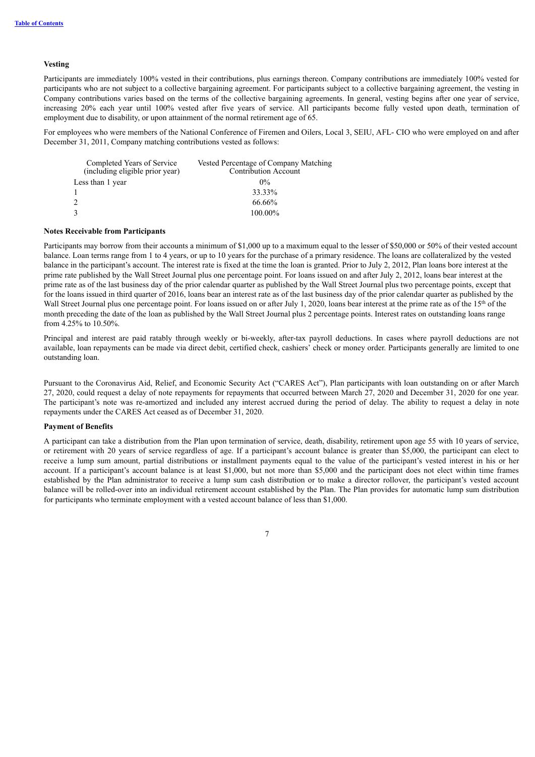### Vesting

Participants are immediately 100% vested in their contributions, plus earnings thereon. Company contributions are immediately 100% vested for participants who are not subject to a collective bargaining agreement. For participants subject to a collective bargaining agreement, the vesting in Company contributions varies based on the terms of the collective bargaining agreements. In general, vesting begins after one year of service, increasing 20% each year until 100% vested after five years of service. All participants become fully vested upon death, termination of employment due to disability, or upon attainment of the normal retirement age of 65.

For employees who were members of the National Conference of Firemen and Oilers, Local 3, SEIU, AFL- CIO who were employed on and after December 31, 2011, Company matching contributions vested as follows:

| Completed Years of Service (including eligible prior year) | Vested Percentage of Company Matching Contribution Account |
|---|---|
| Less than 1 year | 0% |
| 1 | 33.33% |
| 2 | 66.66% |
| 3 | 100.00% |

### Notes Receivable from Participants

Participants may borrow from their accounts a minimum of $1,000 up to a maximum equal to the lesser of $50,000 or 50% of their vested account balance. Loan terms range from 1 to 4 years, or up to 10 years for the purchase of a primary residence. The loans are collateralized by the vested balance in the participant's account. The interest rate is fixed at the time the loan is granted. Prior to July 2, 2012, Plan loans bore interest at the prime rate published by the Wall Street Journal plus one percentage point. For loans issued on and after July 2, 2012, loans bear interest at the prime rate as of the last business day of the prior calendar quarter as published by the Wall Street Journal plus two percentage points, except that for the loans issued in third quarter of 2016, loans bear an interest rate as of the last business day of the prior calendar quarter as published by the Wall Street Journal plus one percentage point. For loans issued on or after July 1, 2020, loans bear interest at the prime rate as of the 15th of the month preceding the date of the loan as published by the Wall Street Journal plus 2 percentage points. Interest rates on outstanding loans range from 4.25% to 10.50%.

Principal and interest are paid ratably through weekly or bi-weekly, after-tax payroll deductions. In cases where payroll deductions are not available, loan repayments can be made via direct debit, certified check, cashiers' check or money order. Participants generally are limited to one outstanding loan.

Pursuant to the Coronavirus Aid, Relief, and Economic Security Act ("CARES Act"), Plan participants with loan outstanding on or after March 27, 2020, could request a delay of note repayments for repayments that occurred between March 27, 2020 and December 31, 2020 for one year. The participant's note was re-amortized and included any interest accrued during the period of delay. The ability to request a delay in note repayments under the CARES Act ceased as of December 31, 2020.

### Payment of Benefits

A participant can take a distribution from the Plan upon termination of service, death, disability, retirement upon age 55 with 10 years of service, or retirement with 20 years of service regardless of age. If a participant's account balance is greater than $5,000, the participant can elect to receive a lump sum amount, partial distributions or installment payments equal to the value of the participant's vested interest in his or her account. If a participant's account balance is at least $1,000, but not more than $5,000 and the participant does not elect within time frames established by the Plan administrator to receive a lump sum cash distribution or to make a director rollover, the participant's vested account balance will be rolled-over into an individual retirement account established by the Plan. The Plan provides for automatic lump sum distribution for participants who terminate employment with a vested account balance of less than $1,000.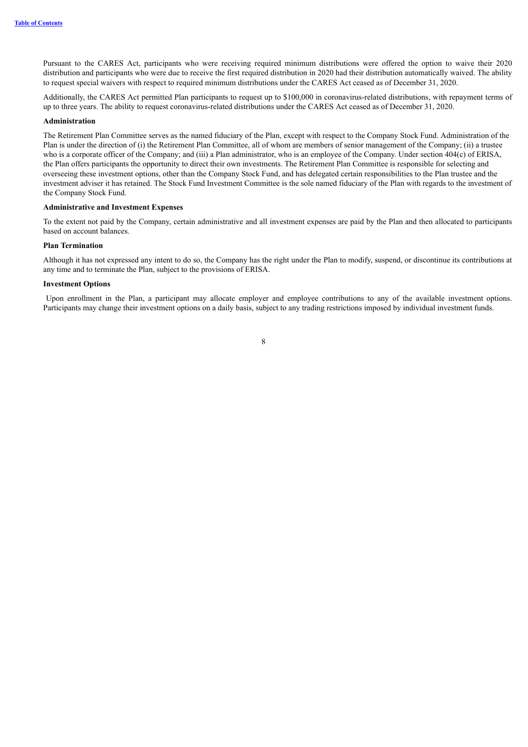Pursuant to the CARES Act, participants who were receiving required minimum distributions were offered the option to waive their 2020 distribution and participants who were due to receive the first required distribution in 2020 had their distribution automatically waived. The ability to request special waivers with respect to required minimum distributions under the CARES Act ceased as of December 31, 2020.

Additionally, the CARES Act permitted Plan participants to request up to $100,000 in coronavirus-related distributions, with repayment terms of up to three years. The ability to request coronavirus-related distributions under the CARES Act ceased as of December 31, 2020.

**Administration**

The Retirement Plan Committee serves as the named fiduciary of the Plan, except with respect to the Company Stock Fund. Administration of the Plan is under the direction of (i) the Retirement Plan Committee, all of whom are members of senior management of the Company; (ii) a trustee who is a corporate officer of the Company; and (iii) a Plan administrator, who is an employee of the Company. Under section 404(c) of ERISA, the Plan offers participants the opportunity to direct their own investments. The Retirement Plan Committee is responsible for selecting and overseeing these investment options, other than the Company Stock Fund, and has delegated certain responsibilities to the Plan trustee and the investment adviser it has retained. The Stock Fund Investment Committee is the sole named fiduciary of the Plan with regards to the investment of the Company Stock Fund.

**Administrative and Investment Expenses**

To the extent not paid by the Company, certain administrative and all investment expenses are paid by the Plan and then allocated to participants based on account balances.

**Plan Termination**

Although it has not expressed any intent to do so, the Company has the right under the Plan to modify, suspend, or discontinue its contributions at any time and to terminate the Plan, subject to the provisions of ERISA.

**Investment Options**

Upon enrollment in the Plan, a participant may allocate employer and employee contributions to any of the available investment options. Participants may change their investment options on a daily basis, subject to any trading restrictions imposed by individual investment funds.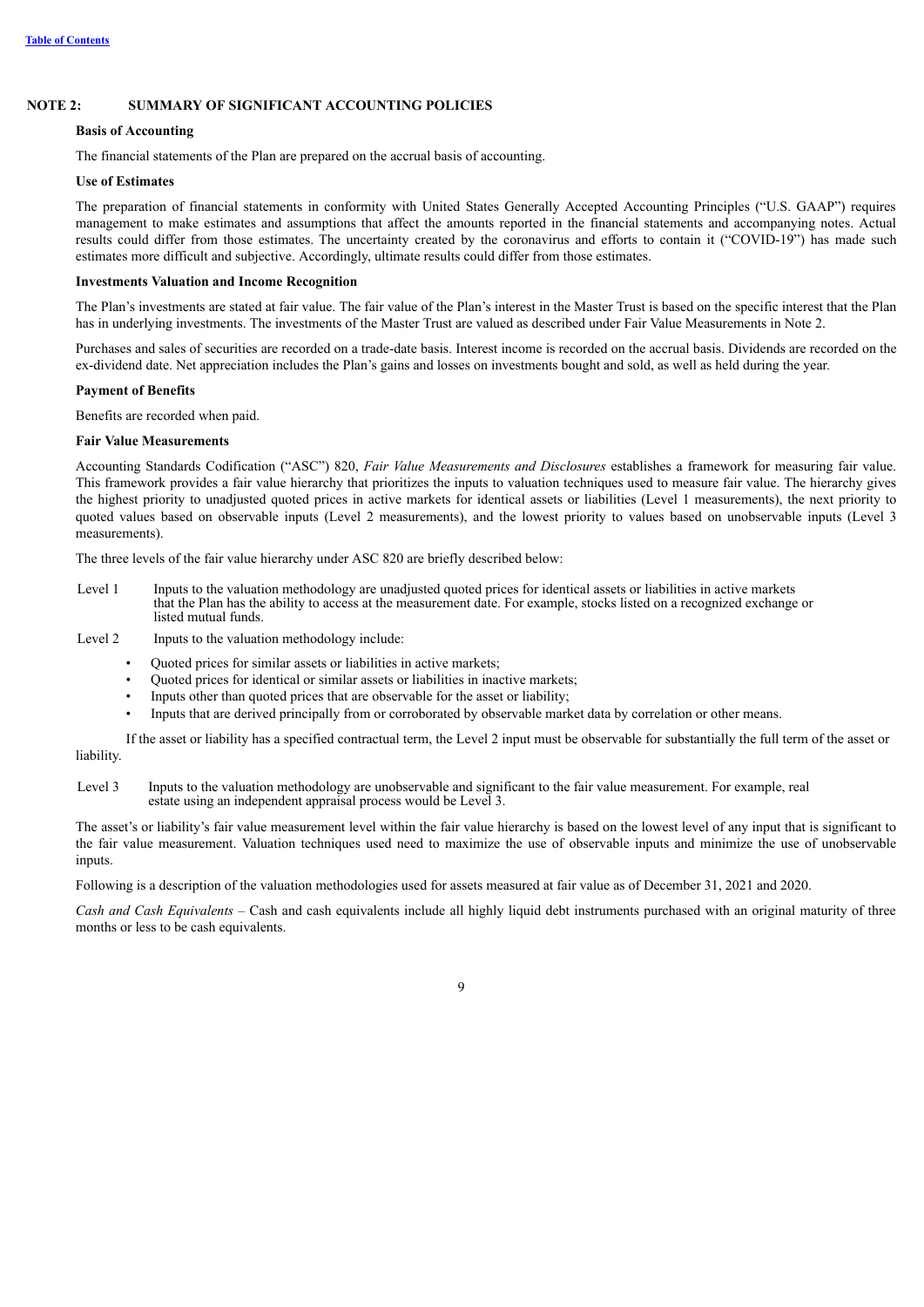## NOTE 2: SUMMARY OF SIGNIFICANT ACCOUNTING POLICIES

**Basis of Accounting**

The financial statements of the Plan are prepared on the accrual basis of accounting.

**Use of Estimates**

The preparation of financial statements in conformity with United States Generally Accepted Accounting Principles ("U.S. GAAP") requires management to make estimates and assumptions that affect the amounts reported in the financial statements and accompanying notes. Actual results could differ from those estimates. The uncertainty created by the coronavirus and efforts to contain it ("COVID-19") has made such estimates more difficult and subjective. Accordingly, ultimate results could differ from those estimates.

**Investments Valuation and Income Recognition**

The Plan's investments are stated at fair value. The fair value of the Plan's interest in the Master Trust is based on the specific interest that the Plan has in underlying investments. The investments of the Master Trust are valued as described under Fair Value Measurements in Note 2.

Purchases and sales of securities are recorded on a trade-date basis. Interest income is recorded on the accrual basis. Dividends are recorded on the ex-dividend date. Net appreciation includes the Plan's gains and losses on investments bought and sold, as well as held during the year.

**Payment of Benefits**

Benefits are recorded when paid.

**Fair Value Measurements**

Accounting Standards Codification ("ASC") 820, *Fair Value Measurements and Disclosures* establishes a framework for measuring fair value. This framework provides a fair value hierarchy that prioritizes the inputs to valuation techniques used to measure fair value. The hierarchy gives the highest priority to unadjusted quoted prices in active markets for identical assets or liabilities (Level 1 measurements), the next priority to quoted values based on observable inputs (Level 2 measurements), and the lowest priority to values based on unobservable inputs (Level 3 measurements).

The three levels of the fair value hierarchy under ASC 820 are briefly described below:

Level 1 Inputs to the valuation methodology are unadjusted quoted prices for identical assets or liabilities in active markets that the Plan has the ability to access at the measurement date. For example, stocks listed on a recognized exchange or listed mutual funds.

Level 2 Inputs to the valuation methodology include:

- Quoted prices for similar assets or liabilities in active markets;
- Quoted prices for identical or similar assets or liabilities in inactive markets;
- Inputs other than quoted prices that are observable for the asset or liability;
- Inputs that are derived principally from or corroborated by observable market data by correlation or other means.

If the asset or liability has a specified contractual term, the Level 2 input must be observable for substantially the full term of the asset or liability.

Level 3 Inputs to the valuation methodology are unobservable and significant to the fair value measurement. For example, real estate using an independent appraisal process would be Level 3.

The asset's or liability's fair value measurement level within the fair value hierarchy is based on the lowest level of any input that is significant to the fair value measurement. Valuation techniques used need to maximize the use of observable inputs and minimize the use of unobservable inputs.

Following is a description of the valuation methodologies used for assets measured at fair value as of December 31, 2021 and 2020.

*Cash and Cash Equivalents* – Cash and cash equivalents include all highly liquid debt instruments purchased with an original maturity of three months or less to be cash equivalents.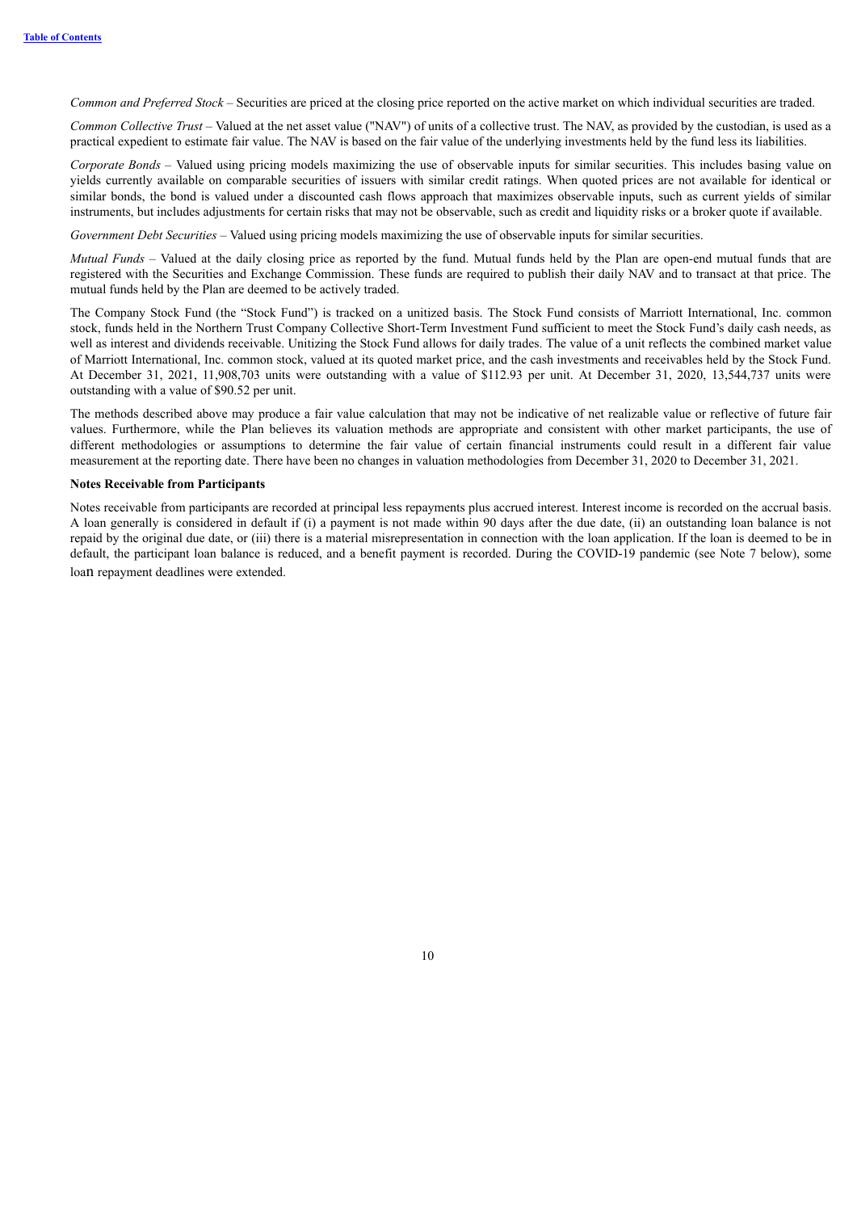*Common and Preferred Stock* – Securities are priced at the closing price reported on the active market on which individual securities are traded.

*Common Collective Trust* – Valued at the net asset value ("NAV") of units of a collective trust. The NAV, as provided by the custodian, is used as a practical expedient to estimate fair value. The NAV is based on the fair value of the underlying investments held by the fund less its liabilities.

*Corporate Bonds* – Valued using pricing models maximizing the use of observable inputs for similar securities. This includes basing value on yields currently available on comparable securities of issuers with similar credit ratings. When quoted prices are not available for identical or similar bonds, the bond is valued under a discounted cash flows approach that maximizes observable inputs, such as current yields of similar instruments, but includes adjustments for certain risks that may not be observable, such as credit and liquidity risks or a broker quote if available.

*Government Debt Securities* – Valued using pricing models maximizing the use of observable inputs for similar securities.

*Mutual Funds* – Valued at the daily closing price as reported by the fund. Mutual funds held by the Plan are open-end mutual funds that are registered with the Securities and Exchange Commission. These funds are required to publish their daily NAV and to transact at that price. The mutual funds held by the Plan are deemed to be actively traded.

The Company Stock Fund (the "Stock Fund") is tracked on a unitized basis. The Stock Fund consists of Marriott International, Inc. common stock, funds held in the Northern Trust Company Collective Short-Term Investment Fund sufficient to meet the Stock Fund's daily cash needs, as well as interest and dividends receivable. Unitizing the Stock Fund allows for daily trades. The value of a unit reflects the combined market value of Marriott International, Inc. common stock, valued at its quoted market price, and the cash investments and receivables held by the Stock Fund. At December 31, 2021, 11,908,703 units were outstanding with a value of $112.93 per unit. At December 31, 2020, 13,544,737 units were outstanding with a value of $90.52 per unit.

The methods described above may produce a fair value calculation that may not be indicative of net realizable value or reflective of future fair values. Furthermore, while the Plan believes its valuation methods are appropriate and consistent with other market participants, the use of different methodologies or assumptions to determine the fair value of certain financial instruments could result in a different fair value measurement at the reporting date. There have been no changes in valuation methodologies from December 31, 2020 to December 31, 2021.

**Notes Receivable from Participants**

Notes receivable from participants are recorded at principal less repayments plus accrued interest. Interest income is recorded on the accrual basis. A loan generally is considered in default if (i) a payment is not made within 90 days after the due date, (ii) an outstanding loan balance is not repaid by the original due date, or (iii) there is a material misrepresentation in connection with the loan application. If the loan is deemed to be in default, the participant loan balance is reduced, and a benefit payment is recorded. During the COVID-19 pandemic (see Note 7 below), some loan repayment deadlines were extended.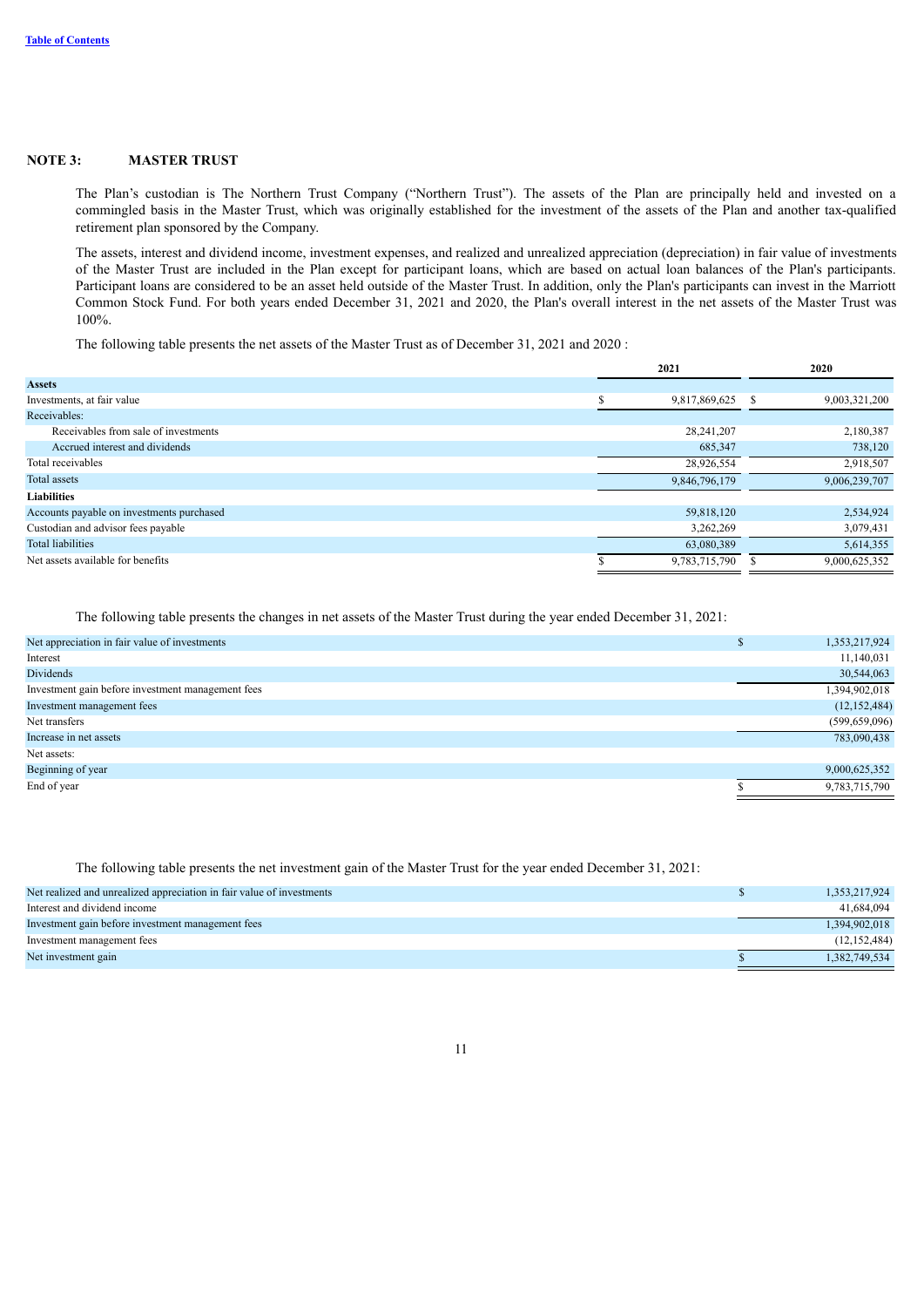## NOTE 3: MASTER TRUST

The Plan's custodian is The Northern Trust Company ("Northern Trust"). The assets of the Plan are principally held and invested on a commingled basis in the Master Trust, which was originally established for the investment of the assets of the Plan and another tax-qualified retirement plan sponsored by the Company.

The assets, interest and dividend income, investment expenses, and realized and unrealized appreciation (depreciation) in fair value of investments of the Master Trust are included in the Plan except for participant loans, which are based on actual loan balances of the Plan's participants. Participant loans are considered to be an asset held outside of the Master Trust. In addition, only the Plan's participants can invest in the Marriott Common Stock Fund. For both years ended December 31, 2021 and 2020, the Plan's overall interest in the net assets of the Master Trust was 100%.

The following table presents the net assets of the Master Trust as of December 31, 2021 and 2020 :

| | 2021 | 2020 |
|---|---|---|
| **Assets** | | |
| Investments, at fair value | $ 9,817,869,625 | $ 9,003,321,200 |
| Receivables: | | |
| Receivables from sale of investments | 28,241,207 | 2,180,387 |
| Accrued interest and dividends | 685,347 | 738,120 |
| Total receivables | 28,926,554 | 2,918,507 |
| Total assets | 9,846,796,179 | 9,006,239,707 |
| **Liabilities** | | |
| Accounts payable on investments purchased | 59,818,120 | 2,534,924 |
| Custodian and advisor fees payable | 3,262,269 | 3,079,431 |
| Total liabilities | 63,080,389 | 5,614,355 |
| Net assets available for benefits | $ 9,783,715,790 | $ 9,000,625,352 |

The following table presents the changes in net assets of the Master Trust during the year ended December 31, 2021:

| | |
|---|---|
| Net appreciation in fair value of investments | $ 1,353,217,924 |
| Interest | 11,140,031 |
| Dividends | 30,544,063 |
| Investment gain before investment management fees | 1,394,902,018 |
| Investment management fees | (12,152,484) |
| Net transfers | (599,659,096) |
| Increase in net assets | 783,090,438 |
| Net assets: | |
| Beginning of year | 9,000,625,352 |
| End of year | $ 9,783,715,790 |

The following table presents the net investment gain of the Master Trust for the year ended December 31, 2021:

| | |
|---|---|
| Net realized and unrealized appreciation in fair value of investments | $ 1,353,217,924 |
| Interest and dividend income | 41,684,094 |
| Investment gain before investment management fees | 1,394,902,018 |
| Investment management fees | (12,152,484) |
| Net investment gain | $ 1,382,749,534 |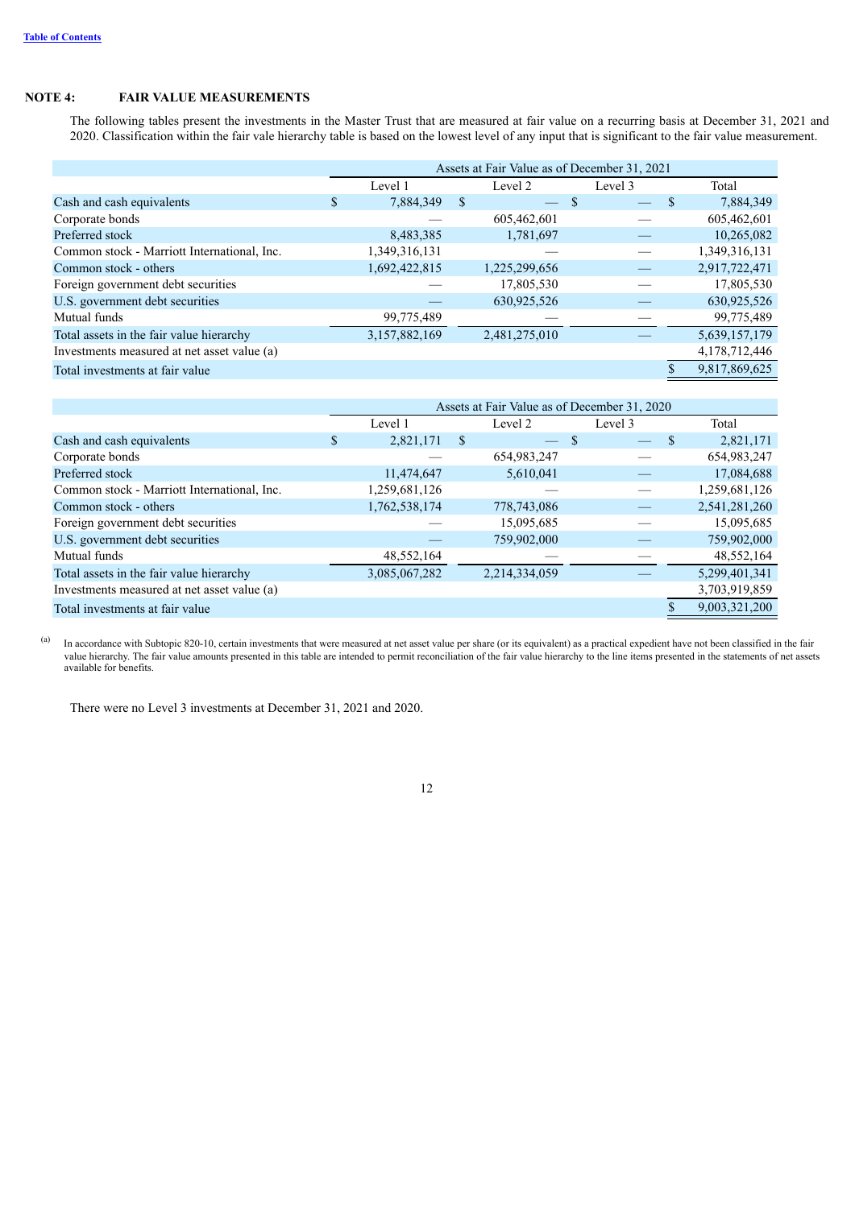Table of Contents

## NOTE 4: FAIR VALUE MEASUREMENTS

The following tables present the investments in the Master Trust that are measured at fair value on a recurring basis at December 31, 2021 and 2020. Classification within the fair vale hierarchy table is based on the lowest level of any input that is significant to the fair value measurement.

| | Assets at Fair Value as of December 31, 2021 | | | |
|---|---|---|---|---|
| | Level 1 | Level 2 | Level 3 | Total |
| Cash and cash equivalents | $ 7,884,349 | $ — | $ — | $ 7,884,349 |
| Corporate bonds | — | 605,462,601 | — | 605,462,601 |
| Preferred stock | 8,483,385 | 1,781,697 | — | 10,265,082 |
| Common stock - Marriott International, Inc. | 1,349,316,131 | — | — | 1,349,316,131 |
| Common stock - others | 1,692,422,815 | 1,225,299,656 | — | 2,917,722,471 |
| Foreign government debt securities | — | 17,805,530 | — | 17,805,530 |
| U.S. government debt securities | — | 630,925,526 | — | 630,925,526 |
| Mutual funds | 99,775,489 | — | — | 99,775,489 |
| Total assets in the fair value hierarchy | 3,157,882,169 | 2,481,275,010 | — | 5,639,157,179 |
| Investments measured at net asset value (a) | | | | 4,178,712,446 |
| Total investments at fair value | | | | $ 9,817,869,625 |

| | Assets at Fair Value as of December 31, 2020 | | | |
|---|---|---|---|---|
| | Level 1 | Level 2 | Level 3 | Total |
| Cash and cash equivalents | $ 2,821,171 | $ — | $ — | $ 2,821,171 |
| Corporate bonds | — | 654,983,247 | — | 654,983,247 |
| Preferred stock | 11,474,647 | 5,610,041 | — | 17,084,688 |
| Common stock - Marriott International, Inc. | 1,259,681,126 | — | — | 1,259,681,126 |
| Common stock - others | 1,762,538,174 | 778,743,086 | — | 2,541,281,260 |
| Foreign government debt securities | — | 15,095,685 | — | 15,095,685 |
| U.S. government debt securities | — | 759,902,000 | — | 759,902,000 |
| Mutual funds | 48,552,164 | — | — | 48,552,164 |
| Total assets in the fair value hierarchy | 3,085,067,282 | 2,214,334,059 | — | 5,299,401,341 |
| Investments measured at net asset value (a) | | | | 3,703,919,859 |
| Total investments at fair value | | | | $ 9,003,321,200 |

(a) In accordance with Subtopic 820-10, certain investments that were measured at net asset value per share (or its equivalent) as a practical expedient have not been classified in the fair value hierarchy. The fair value amounts presented in this table are intended to permit reconciliation of the fair value hierarchy to the line items presented in the statements of net assets available for benefits.

There were no Level 3 investments at December 31, 2021 and 2020.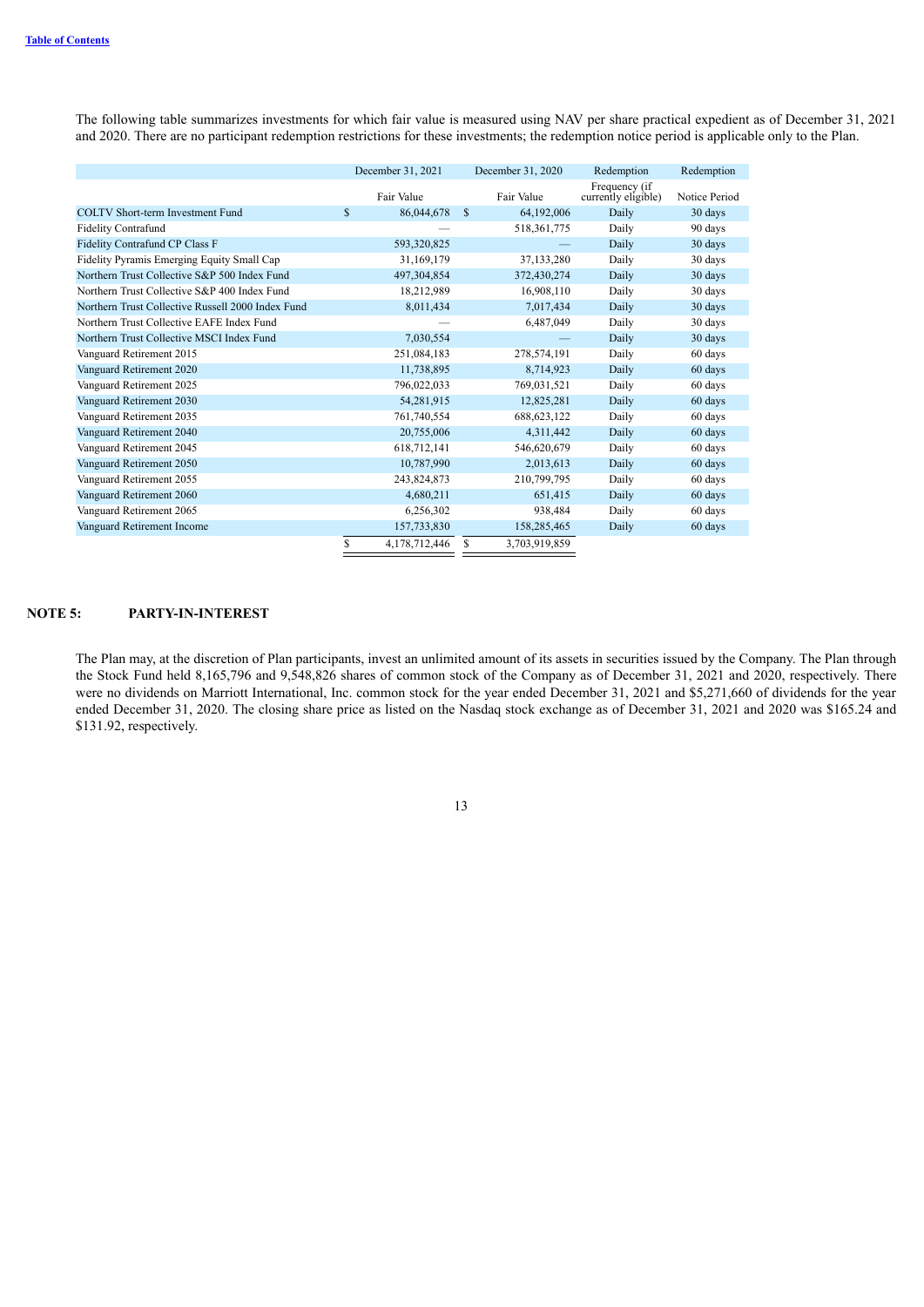The following table summarizes investments for which fair value is measured using NAV per share practical expedient as of December 31, 2021 and 2020. There are no participant redemption restrictions for these investments; the redemption notice period is applicable only to the Plan.

| | December 31, 2021 | December 31, 2020 | Redemption | Redemption |
|---|---|---|---|---|
| | Fair Value | Fair Value | Frequency (if currently eligible) | Notice Period |
| COLTV Short-term Investment Fund | $ 86,044,678 | $ 64,192,006 | Daily | 30 days |
| Fidelity Contrafund | — | 518,361,775 | Daily | 90 days |
| Fidelity Contrafund CP Class F | 593,320,825 | — | Daily | 30 days |
| Fidelity Pyramis Emerging Equity Small Cap | 31,169,179 | 37,133,280 | Daily | 30 days |
| Northern Trust Collective S&P 500 Index Fund | 497,304,854 | 372,430,274 | Daily | 30 days |
| Northern Trust Collective S&P 400 Index Fund | 18,212,989 | 16,908,110 | Daily | 30 days |
| Northern Trust Collective Russell 2000 Index Fund | 8,011,434 | 7,017,434 | Daily | 30 days |
| Northern Trust Collective EAFE Index Fund | — | 6,487,049 | Daily | 30 days |
| Northern Trust Collective MSCI Index Fund | 7,030,554 | — | Daily | 30 days |
| Vanguard Retirement 2015 | 251,084,183 | 278,574,191 | Daily | 60 days |
| Vanguard Retirement 2020 | 11,738,895 | 8,714,923 | Daily | 60 days |
| Vanguard Retirement 2025 | 796,022,033 | 769,031,521 | Daily | 60 days |
| Vanguard Retirement 2030 | 54,281,915 | 12,825,281 | Daily | 60 days |
| Vanguard Retirement 2035 | 761,740,554 | 688,623,122 | Daily | 60 days |
| Vanguard Retirement 2040 | 20,755,006 | 4,311,442 | Daily | 60 days |
| Vanguard Retirement 2045 | 618,712,141 | 546,620,679 | Daily | 60 days |
| Vanguard Retirement 2050 | 10,787,990 | 2,013,613 | Daily | 60 days |
| Vanguard Retirement 2055 | 243,824,873 | 210,799,795 | Daily | 60 days |
| Vanguard Retirement 2060 | 4,680,211 | 651,415 | Daily | 60 days |
| Vanguard Retirement 2065 | 6,256,302 | 938,484 | Daily | 60 days |
| Vanguard Retirement Income | 157,733,830 | 158,285,465 | Daily | 60 days |
| | $ 4,178,712,446 | $ 3,703,919,859 | | |

## NOTE 5: PARTY-IN-INTEREST

The Plan may, at the discretion of Plan participants, invest an unlimited amount of its assets in securities issued by the Company. The Plan through the Stock Fund held 8,165,796 and 9,548,826 shares of common stock of the Company as of December 31, 2021 and 2020, respectively. There were no dividends on Marriott International, Inc. common stock for the year ended December 31, 2021 and $5,271,660 of dividends for the year ended December 31, 2020. The closing share price as listed on the Nasdaq stock exchange as of December 31, 2021 and 2020 was $165.24 and $131.92, respectively.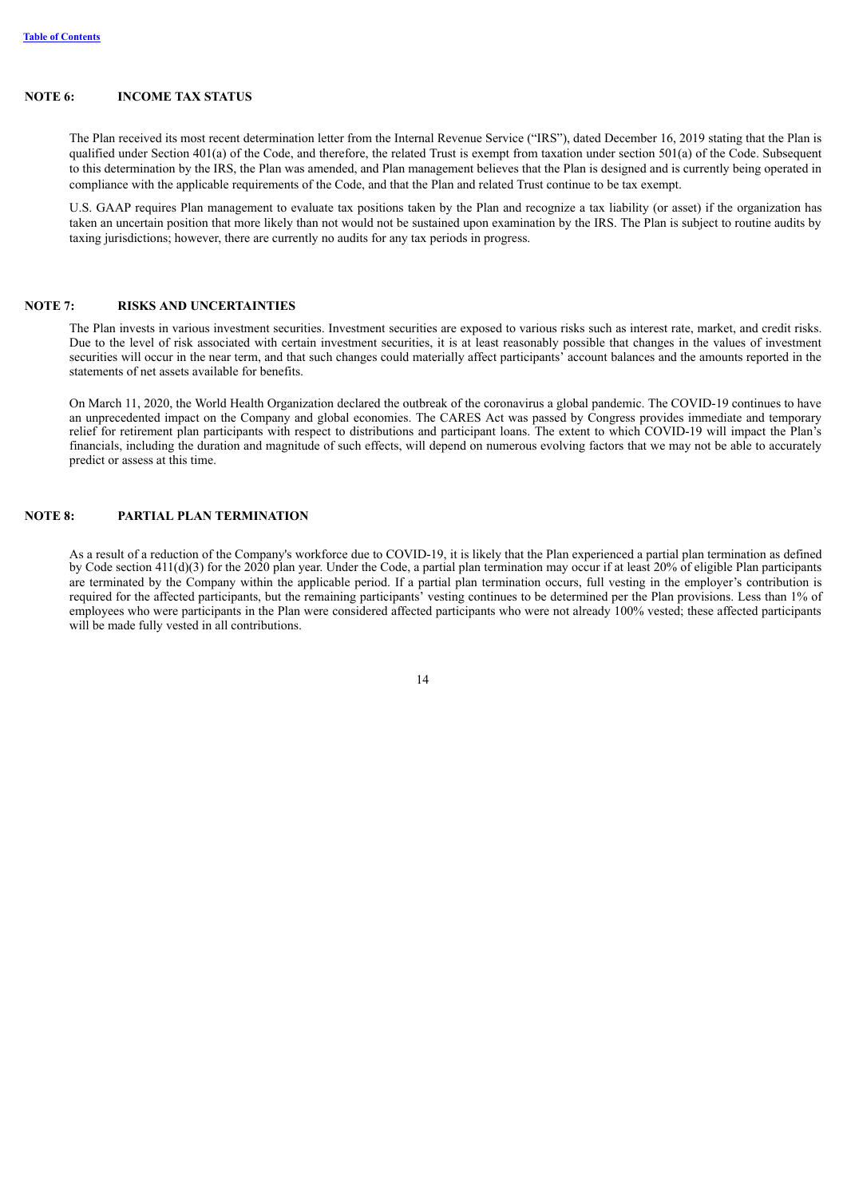## NOTE 6: INCOME TAX STATUS

The Plan received its most recent determination letter from the Internal Revenue Service ("IRS"), dated December 16, 2019 stating that the Plan is qualified under Section 401(a) of the Code, and therefore, the related Trust is exempt from taxation under section 501(a) of the Code. Subsequent to this determination by the IRS, the Plan was amended, and Plan management believes that the Plan is designed and is currently being operated in compliance with the applicable requirements of the Code, and that the Plan and related Trust continue to be tax exempt.

U.S. GAAP requires Plan management to evaluate tax positions taken by the Plan and recognize a tax liability (or asset) if the organization has taken an uncertain position that more likely than not would not be sustained upon examination by the IRS. The Plan is subject to routine audits by taxing jurisdictions; however, there are currently no audits for any tax periods in progress.

## NOTE 7: RISKS AND UNCERTAINTIES

The Plan invests in various investment securities. Investment securities are exposed to various risks such as interest rate, market, and credit risks. Due to the level of risk associated with certain investment securities, it is at least reasonably possible that changes in the values of investment securities will occur in the near term, and that such changes could materially affect participants' account balances and the amounts reported in the statements of net assets available for benefits.

On March 11, 2020, the World Health Organization declared the outbreak of the coronavirus a global pandemic. The COVID-19 continues to have an unprecedented impact on the Company and global economies. The CARES Act was passed by Congress provides immediate and temporary relief for retirement plan participants with respect to distributions and participant loans. The extent to which COVID-19 will impact the Plan's financials, including the duration and magnitude of such effects, will depend on numerous evolving factors that we may not be able to accurately predict or assess at this time.

## NOTE 8: PARTIAL PLAN TERMINATION

As a result of a reduction of the Company's workforce due to COVID-19, it is likely that the Plan experienced a partial plan termination as defined by Code section 411(d)(3) for the 2020 plan year. Under the Code, a partial plan termination may occur if at least 20% of eligible Plan participants are terminated by the Company within the applicable period. If a partial plan termination occurs, full vesting in the employer's contribution is required for the affected participants, but the remaining participants' vesting continues to be determined per the Plan provisions. Less than 1% of employees who were participants in the Plan were considered affected participants who were not already 100% vested; these affected participants will be made fully vested in all contributions.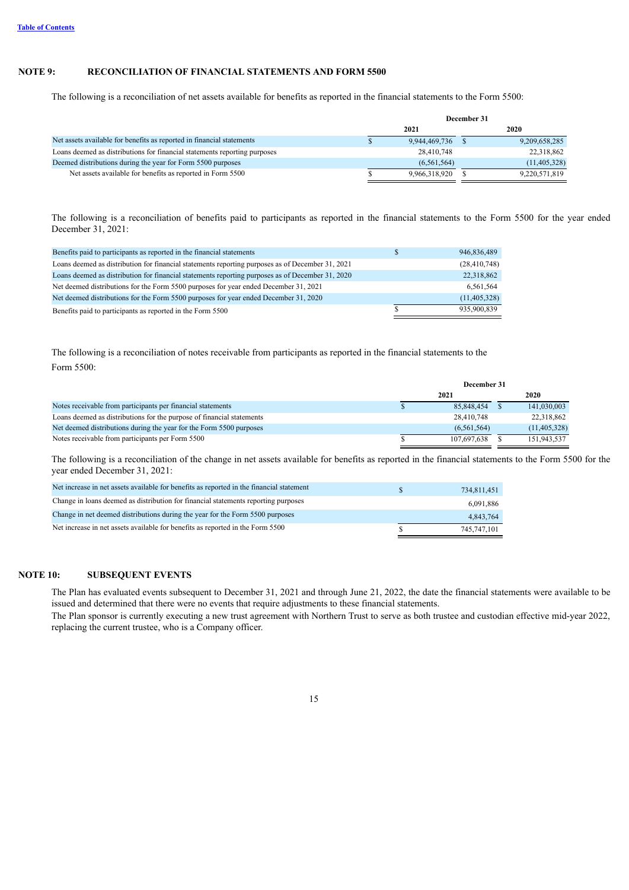## NOTE 9: RECONCILIATION OF FINANCIAL STATEMENTS AND FORM 5500

The following is a reconciliation of net assets available for benefits as reported in the financial statements to the Form 5500:

| | December 31 | |
|---|---|---|
| | 2021 | 2020 |
| Net assets available for benefits as reported in financial statements | $ 9,944,469,736 | $ 9,209,658,285 |
| Loans deemed as distributions for financial statements reporting purposes | 28,410,748 | 22,318,862 |
| Deemed distributions during the year for Form 5500 purposes | (6,561,564) | (11,405,328) |
| Net assets available for benefits as reported in Form 5500 | $ 9,966,318,920 | $ 9,220,571,819 |

The following is a reconciliation of benefits paid to participants as reported in the financial statements to the Form 5500 for the year ended December 31, 2021:

| | |
|---|---|
| Benefits paid to participants as reported in the financial statements | $ 946,836,489 |
| Loans deemed as distribution for financial statements reporting purposes as of December 31, 2021 | (28,410,748) |
| Loans deemed as distribution for financial statements reporting purposes as of December 31, 2020 | 22,318,862 |
| Net deemed distributions for the Form 5500 purposes for year ended December 31, 2021 | 6,561,564 |
| Net deemed distributions for the Form 5500 purposes for year ended December 31, 2020 | (11,405,328) |
| Benefits paid to participants as reported in the Form 5500 | $ 935,900,839 |

The following is a reconciliation of notes receivable from participants as reported in the financial statements to the Form 5500:

| | December 31 | |
|---|---|---|
| | 2021 | 2020 |
| Notes receivable from participants per financial statements | $ 85,848,454 | $ 141,030,003 |
| Loans deemed as distributions for the purpose of financial statements | 28,410,748 | 22,318,862 |
| Net deemed distributions during the year for the Form 5500 purposes | (6,561,564) | (11,405,328) |
| Notes receivable from participants per Form 5500 | $ 107,697,638 | $ 151,943,537 |

The following is a reconciliation of the change in net assets available for benefits as reported in the financial statements to the Form 5500 for the year ended December 31, 2021:

| | |
|---|---|
| Net increase in net assets available for benefits as reported in the financial statement | $ 734,811,451 |
| Change in loans deemed as distribution for financial statements reporting purposes | 6,091,886 |
| Change in net deemed distributions during the year for the Form 5500 purposes | 4,843,764 |
| Net increase in net assets available for benefits as reported in the Form 5500 | $ 745,747,101 |

## NOTE 10: SUBSEQUENT EVENTS

The Plan has evaluated events subsequent to December 31, 2021 and through June 21, 2022, the date the financial statements were available to be issued and determined that there were no events that require adjustments to these financial statements.

The Plan sponsor is currently executing a new trust agreement with Northern Trust to serve as both trustee and custodian effective mid-year 2022, replacing the current trustee, who is a Company officer.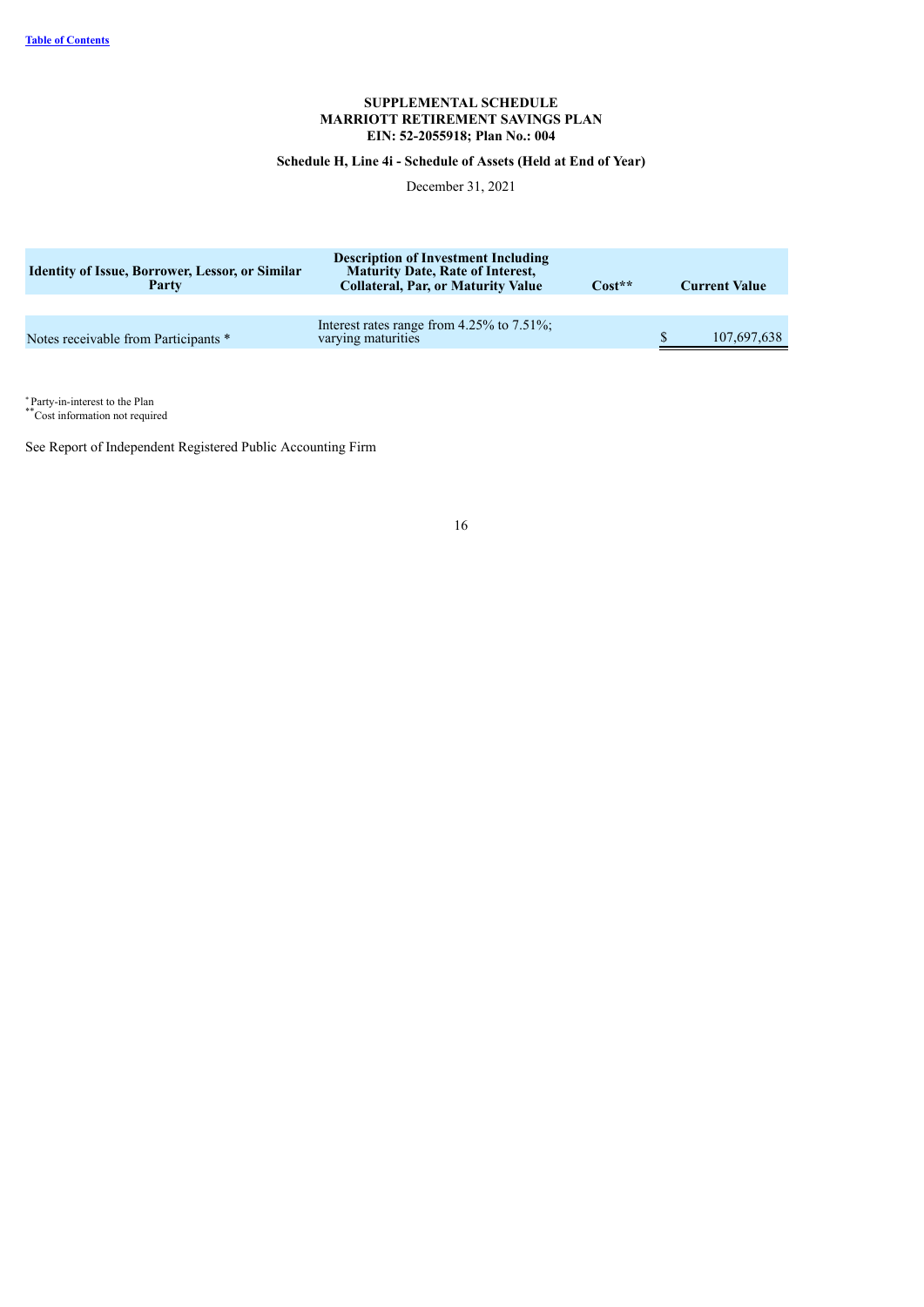**SUPPLEMENTAL SCHEDULE**
**MARRIOTT RETIREMENT SAVINGS PLAN**
**EIN: 52-2055918; Plan No.: 004**

**Schedule H, Line 4i - Schedule of Assets (Held at End of Year)**

December 31, 2021

| Identity of Issue, Borrower, Lessor, or Similar Party | Description of Investment Including Maturity Date, Rate of Interest, Collateral, Par, or Maturity Value | Cost** | Current Value |
|---|---|---|---|
| Notes receivable from Participants * | Interest rates range from 4.25% to 7.51%; varying maturities | | $ 107,697,638 |

* Party-in-interest to the Plan
** Cost information not required

See Report of Independent Registered Public Accounting Firm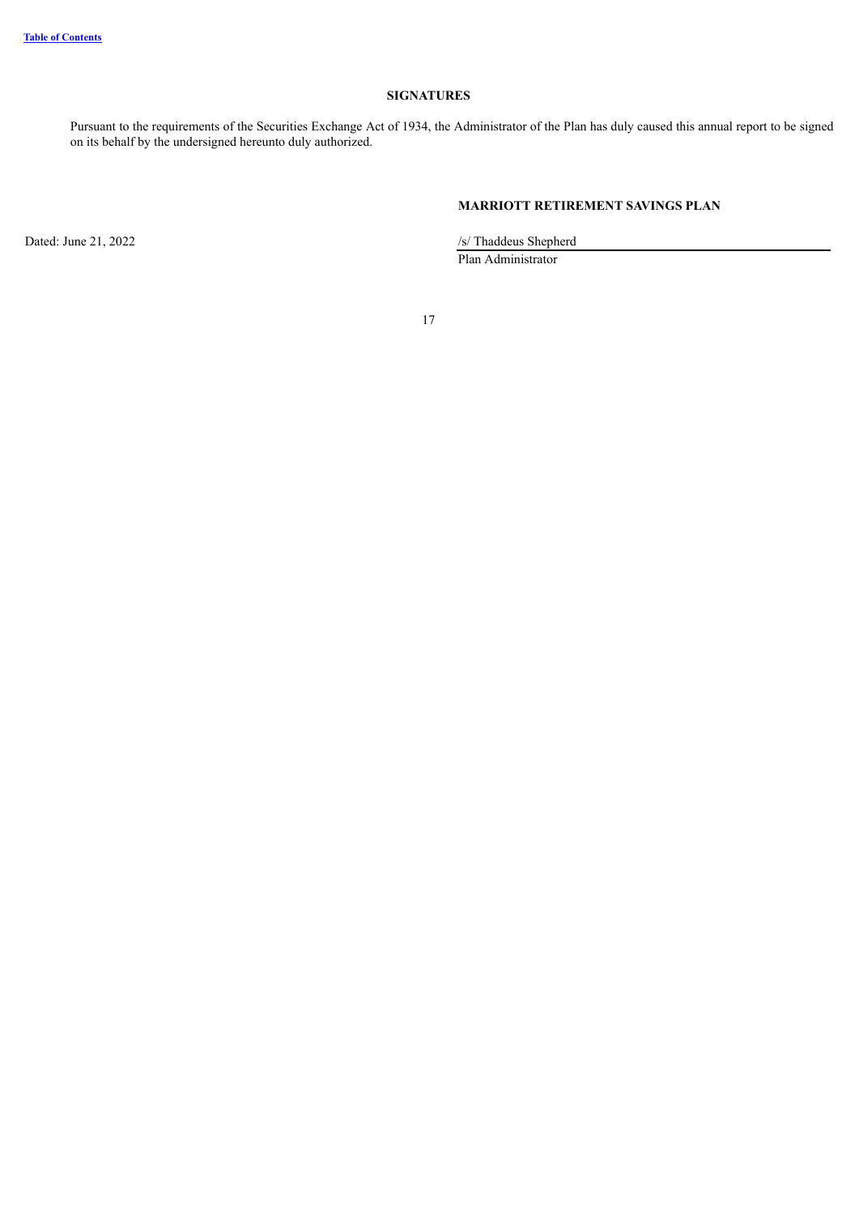## SIGNATURES

Pursuant to the requirements of the Securities Exchange Act of 1934, the Administrator of the Plan has duly caused this annual report to be signed on its behalf by the undersigned hereunto duly authorized.

**MARRIOTT RETIREMENT SAVINGS PLAN**

Dated: June 21, 2022

/s/ Thaddeus Shepherd

Plan Administrator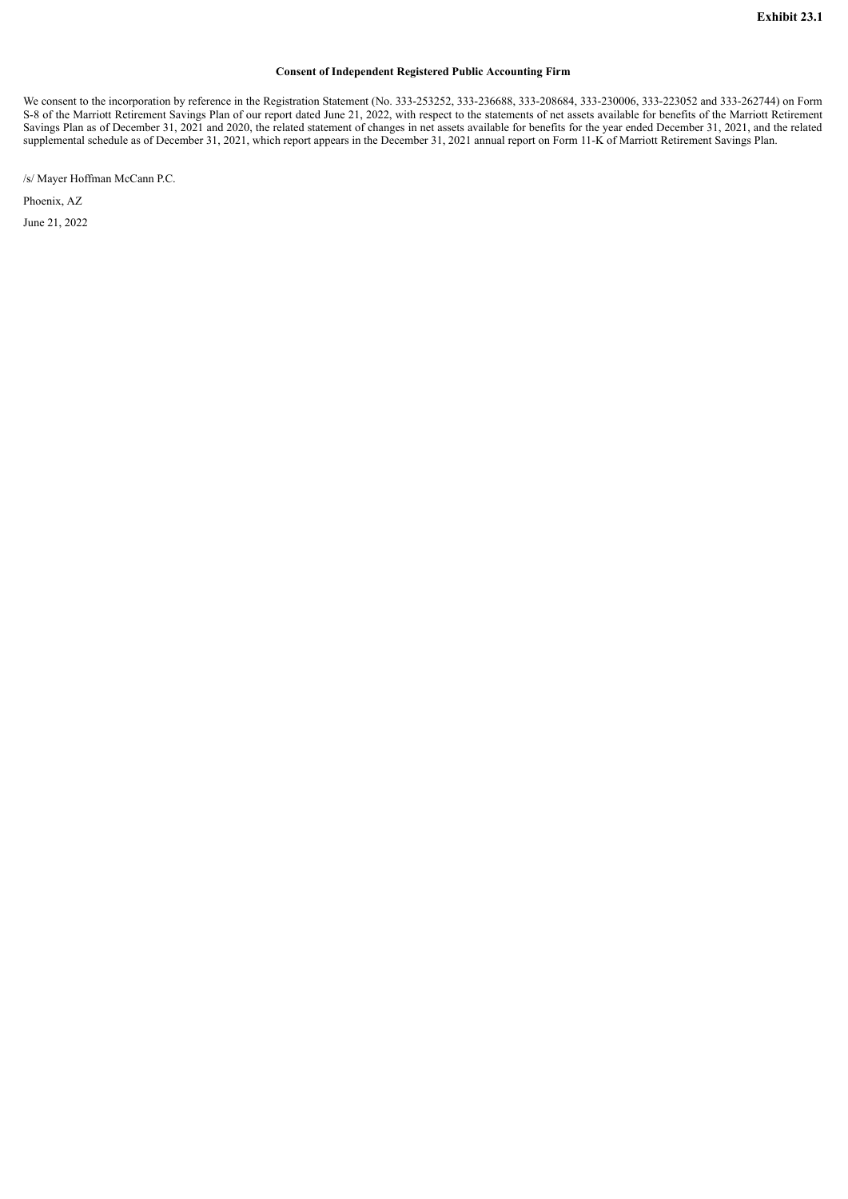**Exhibit 23.1**

**Consent of Independent Registered Public Accounting Firm**

We consent to the incorporation by reference in the Registration Statement (No. 333-253252, 333-236688, 333-208684, 333-230006, 333-223052 and 333-262744) on Form S-8 of the Marriott Retirement Savings Plan of our report dated June 21, 2022, with respect to the statements of net assets available for benefits of the Marriott Retirement Savings Plan as of December 31, 2021 and 2020, the related statement of changes in net assets available for benefits for the year ended December 31, 2021, and the related supplemental schedule as of December 31, 2021, which report appears in the December 31, 2021 annual report on Form 11-K of Marriott Retirement Savings Plan.

/s/ Mayer Hoffman McCann P.C.

Phoenix, AZ

June 21, 2022